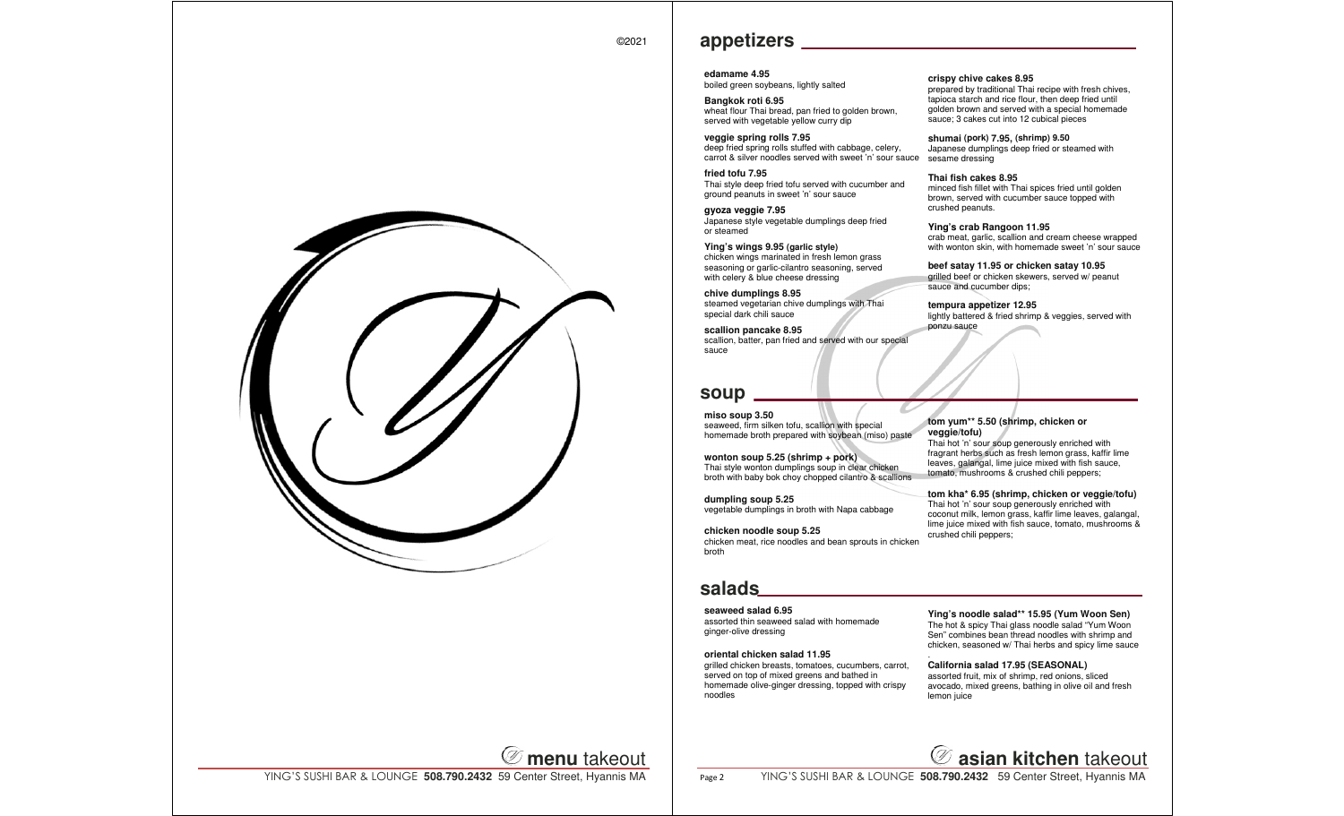©2021

menu takeout

## appetizers

**edamame 4.95**
boiled green soybeans, lightly salted

**Bangkok roti 6.95**
wheat flour Thai bread, pan fried to golden brown, served with vegetable yellow curry dip

**veggie spring rolls 7.95**
deep fried spring rolls stuffed with cabbage, celery, carrot & silver noodles served with sweet 'n' sour sauce

**fried tofu 7.95**
Thai style deep fried tofu served with cucumber and ground peanuts in sweet 'n' sour sauce

**gyoza veggie 7.95**
Japanese style vegetable dumplings deep fried or steamed

**Ying's wings 9.95 (garlic style)**
chicken wings marinated in fresh lemon grass seasoning or garlic-cilantro seasoning, served with celery & blue cheese dressing

**chive dumplings 8.95**
steamed vegetarian chive dumplings with Thai special dark chili sauce

**scallion pancake 8.95**
scallion, batter, pan fried and served with our special sauce

**crispy chive cakes 8.95**
prepared by traditional Thai recipe with fresh chives, tapioca starch and rice flour, then deep fried until golden brown and served with a special homemade sauce; 3 cakes cut into 12 cubical pieces

**shumai (pork) 7.95, (shrimp) 9.50**
Japanese dumplings deep fried or steamed with sesame dressing

**Thai fish cakes 8.95**
minced fish fillet with Thai spices fried until golden brown, served with cucumber sauce topped with crushed peanuts.

**Ying's crab Rangoon 11.95**
crab meat, garlic, scallion and cream cheese wrapped with wonton skin, with homemade sweet 'n' sour sauce

**beef satay 11.95 or chicken satay 10.95**
grilled beef or chicken skewers, served w/ peanut sauce and cucumber dips;

**tempura appetizer 12.95**
lightly battered & fried shrimp & veggies, served with ponzu sauce

## soup

**miso soup 3.50**
seaweed, firm silken tofu, scallion with special homemade broth prepared with soybean (miso) paste

**wonton soup 5.25 (shrimp + pork)**
Thai style wonton dumplings soup in clear chicken broth with baby bok choy chopped cilantro & scallions

**dumpling soup 5.25**
vegetable dumplings in broth with Napa cabbage

**chicken noodle soup 5.25**
chicken meat, rice noodles and bean sprouts in chicken broth

**tom yum** 5.50 (shrimp, chicken or veggie/tofu)**
Thai hot 'n' sour soup generously enriched with fragrant herbs such as fresh lemon grass, kaffir lime leaves, galangal, lime juice mixed with fish sauce, tomato, mushrooms & crushed chili peppers;

**tom kha* 6.95 (shrimp, chicken or veggie/tofu)**
Thai hot 'n' sour soup generously enriched with coconut milk, lemon grass, kaffir lime leaves, galangal, lime juice mixed with fish sauce, tomato, mushrooms & crushed chili peppers;

## salads

**seaweed salad 6.95**
assorted thin seaweed salad with homemade ginger-olive dressing

**oriental chicken salad 11.95**
grilled chicken breasts, tomatoes, cucumbers, carrot, served on top of mixed greens and bathed in homemade olive-ginger dressing, topped with crispy noodles

**Ying's noodle salad** 15.95 (Yum Woon Sen)**
The hot & spicy Thai glass noodle salad "Yum Woon Sen" combines bean thread noodles with shrimp and chicken, seasoned w/ Thai herbs and spicy lime sauce

**California salad 17.95 (SEASONAL)**
assorted fruit, mix of shrimp, red onions, sliced avocado, mixed greens, bathing in olive oil and fresh lemon juice

asian kitchen takeout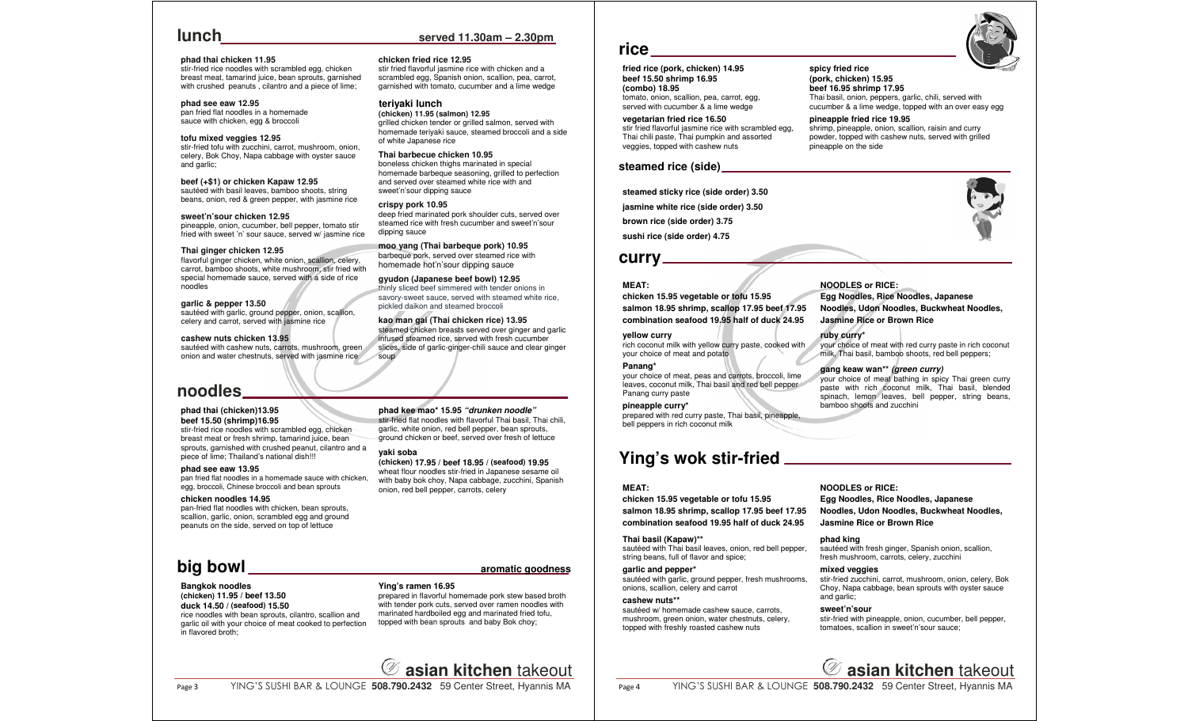## lunch

**served 11.30am – 2.30pm**

**phad thai chicken 11.95**
stir-fried rice noodles with scrambled egg, chicken breast meat, tamarind juice, bean sprouts, garnished with crushed peanuts , cilantro and a piece of lime;

**phad see eaw 12.95**
pan fried flat noodles in a homemade sauce with chicken, egg & broccoli

**tofu mixed veggies 12.95**
stir-fried tofu with zucchini, carrot, mushroom, onion, celery, Bok Choy, Napa cabbage with oyster sauce and garlic;

**beef (+$1) or chicken Kapaw 12.95**
sautéed with basil leaves, bamboo shoots, string beans, onion, red & green pepper, with jasmine rice

**sweet'n'sour chicken 12.95**
pineapple, onion, cucumber, bell pepper, tomato stir fried with sweet 'n' sour sauce, served w/ jasmine rice

**Thai ginger chicken 12.95**
flavorful ginger chicken, white onion, scallion, celery, carrot, bamboo shoots, white mushroom, stir fried with special homemade sauce, served with a side of rice noodles

**garlic & pepper 13.50**
sautéed with garlic, ground pepper, onion, scallion, celery and carrot, served with jasmine rice

**cashew nuts chicken 13.95**
sautéed with cashew nuts, carrots, mushroom, green onion and water chestnuts, served with jasmine rice

**chicken fried rice 12.95**
stir fried flavorful jasmine rice with chicken and a scrambled egg, Spanish onion, scallion, pea, carrot, garnished with tomato, cucumber and a lime wedge

**teriyaki lunch**
**(chicken) 11.95 (salmon) 12.95**
grilled chicken tender or grilled salmon, served with homemade teriyaki sauce, steamed broccoli and a side of white Japanese rice

**Thai barbecue chicken 10.95**
boneless chicken thighs marinated in special homemade barbeque seasoning, grilled to perfection and served over steamed white rice with and sweet'n'sour dipping sauce

**crispy pork 10.95**
deep fried marinated pork shoulder cuts, served over steamed rice with fresh cucumber and sweet'n'sour dipping sauce

**moo yang (Thai barbeque pork) 10.95**
barbeque pork, served over steamed rice with homemade hot'n'sour dipping sauce

**gyudon (Japanese beef bowl) 12.95**
thinly sliced beef simmered with tender onions in savory-sweet sauce, served with steamed white rice, pickled daikon and steamed broccoli

**kao man gai (Thai chicken rice) 13.95**
steamed chicken breasts served over ginger and garlic infused steamed rice, served with fresh cucumber slices, side of garlic-ginger-chili sauce and clear ginger soup

## noodles

**phad thai (chicken)13.95**
**beef 15.50 (shrimp)16.95**
stir-fried rice noodles with scrambled egg, chicken breast meat or fresh shrimp, tamarind juice, bean sprouts, garnished with crushed peanut, cilantro and a piece of lime; Thailand's national dish!!!

**phad see eaw 13.95**
pan fried flat noodles in a homemade sauce with chicken, egg, broccoli, Chinese broccoli and bean sprouts

**chicken noodles 14.95**
pan-fried flat noodles with chicken, bean sprouts, scallion, garlic, onion, scrambled egg and ground peanuts on the side, served on top of lettuce

**phad kee mao* 15.95** ***"drunken noodle"***
stir-fried flat noodles with flavorful Thai basil, Thai chili, garlic, white onion, red bell pepper, bean sprouts, ground chicken or beef, served over fresh of lettuce

**yaki soba**
**(chicken) 17.95 / beef 18.95 / (seafood) 19.95**
wheat flour noodles stir-fried in Japanese sesame oil with baby bok choy, Napa cabbage, zucchini, Spanish onion, red bell pepper, carrots, celery

## big bowl

**aromatic goodness**

**Bangkok noodles**
**(chicken) 11.95 / beef 13.50**
**duck 14.50 / (seafood) 15.50**
rice noodles with bean sprouts, cilantro, scallion and garlic oil with your choice of meat cooked to perfection in flavored broth;

**Ying's ramen 16.95**
prepared in flavorful homemade pork stew based broth with tender pork cuts, served over ramen noodles with marinated hardboiled egg and marinated fried tofu, topped with bean sprouts and baby Bok choy;

**asian kitchen** takeout

## rice

**fried rice (pork, chicken) 14.95**
**beef 15.50 shrimp 16.95**
**(combo) 18.95**
tomato, onion, scallion, pea, carrot, egg, served with cucumber & a lime wedge

**vegetarian fried rice 16.50**
stir fried flavorful jasmine rice with scrambled egg, Thai chili paste, Thai pumpkin and assorted veggies, topped with cashew nuts

**spicy fried rice**
**(pork, chicken) 15.95**
**beef 16.95 shrimp 17.95**
Thai basil, onion, peppers, garlic, chili, served with cucumber & a lime wedge, topped with an over easy egg

**pineapple fried rice 19.95**
shrimp, pineapple, onion, scallion, raisin and curry powder, topped with cashew nuts, served with grilled pineapple on the side

### steamed rice (side)

**steamed sticky rice (side order) 3.50**

**jasmine white rice (side order) 3.50**

**brown rice (side order) 3.75**

**sushi rice (side order) 4.75**

## curry

**MEAT:**
**chicken 15.95 vegetable or tofu 15.95**
**salmon 18.95 shrimp, scallop 17.95 beef 17.95**
**combination seafood 19.95 half of duck 24.95**

**NOODLES or RICE:**
**Egg Noodles, Rice Noodles, Japanese Noodles, Udon Noodles, Buckwheat Noodles, Jasmine Rice or Brown Rice**

**yellow curry**
rich coconut milk with yellow curry paste, cooked with your choice of meat and potato

**Panang***
your choice of meat, peas and carrots, broccoli, lime leaves, coconut milk, Thai basil and red bell pepper Panang curry paste

**pineapple curry***
prepared with red curry paste, Thai basil, pineapple, bell peppers in rich coconut milk

**ruby curry***
your choice of meat with red curry paste in rich coconut milk, Thai basil, bamboo shoots, red bell peppers;

**gang keaw wan**** ***(green curry)***
your choice of meat bathing in spicy Thai green curry paste with rich coconut milk, Thai basil, blended spinach, lemon leaves, bell pepper, string beans, bamboo shoots and zucchini

## Ying's wok stir-fried

**MEAT:**
**chicken 15.95 vegetable or tofu 15.95**
**salmon 18.95 shrimp, scallop 17.95 beef 17.95**
**combination seafood 19.95 half of duck 24.95**

**NOODLES or RICE:**
**Egg Noodles, Rice Noodles, Japanese Noodles, Udon Noodles, Buckwheat Noodles, Jasmine Rice or Brown Rice**

**Thai basil (Kapaw)****
sautéed with Thai basil leaves, onion, red bell pepper, string beans, full of flavor and spice;

**garlic and pepper***
sautéed with garlic, ground pepper, fresh mushrooms, onions, scallion, celery and carrot

**cashew nuts****
sautéed w/ homemade cashew sauce, carrots, mushroom, green onion, water chestnuts, celery, topped with freshly roasted cashew nuts

**phad king**
sautéed with fresh ginger, Spanish onion, scallion, fresh mushroom, carrots, celery, zucchini

**mixed veggies**
stir-fried zucchini, carrot, mushroom, onion, celery, Bok Choy, Napa cabbage, bean sprouts with oyster sauce and garlic;

**sweet'n'sour**
stir-fried with pineapple, onion, cucumber, bell pepper, tomatoes, scallion in sweet'n'sour sauce;

**asian kitchen** takeout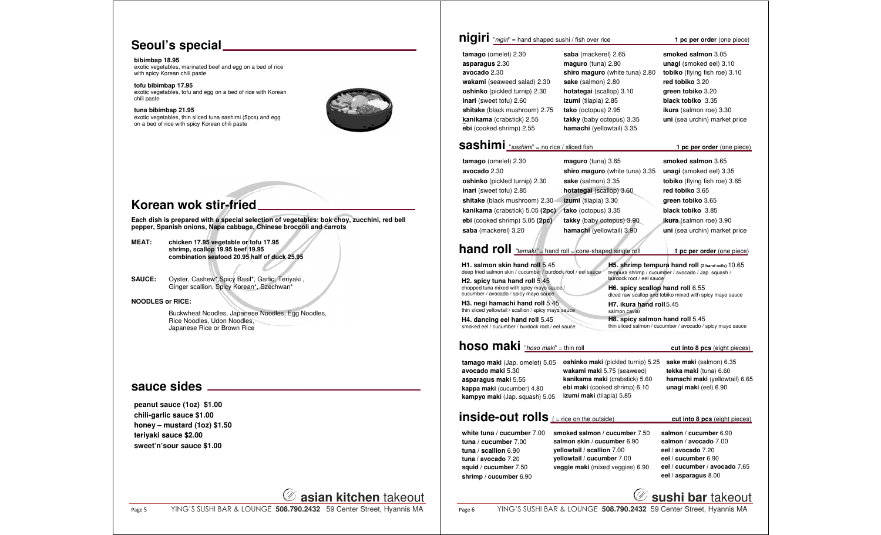## Seoul's special

**bibimbap 18.95**
exotic vegetables, marinated beef and egg on a bed of rice with spicy Korean chili paste

**tofu bibimbap 17.95**
exotic vegetables, tofu and egg on a bed of rice with Korean chili paste

**tuna bibimbap 21.95**
exotic vegetables, thin sliced tuna sashimi (5pcs) and egg on a bed of rice with spicy Korean chili paste

## Korean wok stir-fried

**Each dish is prepared with a special selection of vegetables: bok choy, zucchini, red bell pepper, Spanish onions, Napa cabbage, Chinese broccoli and carrots**

**MEAT:** **chicken 17.95 vegetable or tofu 17.95**
**shrimp, scallop 19.95 beef 19.95**
**combination seafood 20.95 half of duck 25.95**

**SAUCE:** Oyster, Cashew*,Spicy Basil*, Garlic, Teriyaki, Ginger scallion, Spicy Korean*, Szechwan*

**NOODLES or RICE:**

Buckwheat Noodles, Japanese Noodles, Egg Noodles, Rice Noodles, Udon Noodles, Japanese Rice or Brown Rice

## sauce sides

**peanut sauce (1oz) $1.00**
**chili-garlic sauce $1.00**
**honey – mustard (1oz) $1.50**
**teriyaki sauce $2.00**
**sweet'n'sour sauce $1.00**

**asian kitchen** takeout

## nigiri

"*nigiri*" = hand shaped sushi / fish over rice — **1 pc per order** (one piece)

**tamago** (omelet) 2.30
**asparagus** 2.30
**avocado** 2.30
**wakami** (seaweed salad) 2.30
**oshinko** (pickled turnip) 2.30
**inari** (sweet tofu) 2.60
**shitake** (black mushroom) 2.75
**kanikama** (crabstick) 2.55
**ebi** (cooked shrimp) 2.55
**saba** (mackerel) 2.65
**maguro** (tuna) 2.80
**shiro maguro** (white tuna) 2.80
**sake** (salmon) 2.80
**hotategai** (scallop) 3.10
**izumi** (tilapia) 2.85
**tako** (octopus) 2.95
**takky** (baby octopus) 3.35
**hamachi** (yellowtail) 3.35
**smoked salmon** 3.05
**unagi** (smoked eel) 3.10
**tobiko** (flying fish roe) 3.10
**red tobiko** 3.20
**green tobiko** 3.20
**black tobiko** 3.35
**ikura** (salmon roe) 3.30
**uni** (sea urchin) market price

## sashimi

"*sashimi*" = no rice / sliced fish — **1 pc per order** (one piece)

**tamago** (omelet) 2.30
**avocado** 2.30
**oshinko** (pickled turnip) 2.30
**inari** (sweet tofu) 2.85
**shitake** (black mushroom) 2.30
**kanikama** (crabstick) 5.05 **(2pc)**
**ebi** (cooked shrimp) 5.05 **(2pc)**
**saba** (mackerel) 3.20
**maguro** (tuna) 3.65
**shiro maguro** (white tuna) 3.35
**sake** (salmon) 3.35
**hotategai** (scallop) 3.60
**izumi** (tilapia) 3.30
**tako** (octopus) 3.35
**takky** (baby octopus) 3.90
**hamachi** (yellowtail) 3.90
**smoked salmon** 3.65
**unagi** (smoked eel) 3.35
**tobiko** (flying fish roe) 3.65
**red tobiko** 3.65
**green tobiko** 3.65
**black tobiko** 3.85
**ikura** (salmon roe) 3.90
**uni** (sea urchin) market price

## hand roll

"*temaki*" = hand roll = cone-shaped single roll — **1 pc per order** (one piece)

**H1. salmon skin hand roll** 5.45
deep fried salmon skin / cucumber / burdock root / eel sauce

**H2. spicy tuna hand roll** 5.45
chopped tuna mixed with spicy mayo sauce / cucumber / avocado / spicy mayo sauce

**H3. negi hamachi hand roll** 5.45
thin sliced yellowtail / scallion / spicy mayo sauce

**H4. dancing eel hand roll** 5.45
smoked eel / cucumber / burdock root / eel sauce

**H5. shrimp tempura hand roll (2 hand rolls)** 10.65
tempura shrimp / cucumber / avocado / Jap. squash / burdock root / eel sauce

**H6. spicy scallop hand roll** 6.55
diced raw scallop and tobiko mixed with spicy mayo sauce

**H7. ikura hand roll** 5.45
salmon caviar

**H8. spicy salmon hand roll** 5.45
thin sliced salmon / cucumber / avocado / spicy mayo sauce

## hoso maki

"*hoso maki*" = thin roll — **cut into 8 pcs** (eight pieces)

**tamago maki** (Jap. omelet) 5.05
**avocado maki** 5.30
**asparagus maki** 5.55
**kappa maki** (cucumber) 4.80
**kampyo maki** (Jap. squash) 5.05
**oshinko maki** (pickled turnip) 5.25
**wakami maki** 5.75 (seaweed)
**kanikama maki** (crabstick) 5.60
**ebi maki** (cooked shrimp) 6.10
**izumi maki** (tilapia) 5.85
**sake maki** (salmon) 6.35
**tekka maki** (tuna) 6.60
**hamachi maki** (yellowtail) 6.65
**unagi maki** (eel) 6.90

## inside-out rolls

( = rice on the outside) — **cut into 8 pcs** (eight pieces)

**white tuna / cucumber** 7.00
**tuna / cucumber** 7.00
**tuna / scallion** 6.90
**tuna / avocado** 7.20
**squid / cucumber** 7.50
**shrimp / cucumber** 6.90
**smoked salmon / cucumber** 7.50
**salmon skin / cucumber** 6.90
**yellowtail / scallion** 7.00
**yellowtail / cucumber** 7.00
**veggie maki** (mixed veggies) 6.90
**salmon / cucumber** 6.90
**salmon / avocado** 7.00
**eel / avocado** 7.20
**eel / cucumber** 6.90
**eel / cucumber / avocado** 7.65
**eel / asparagus** 8.00

**sushi bar** takeout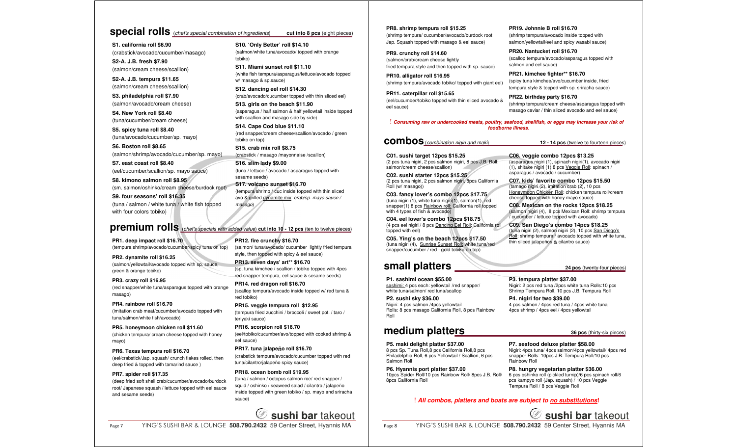## special rolls (*chef's special combination of ingredients*) cut into 8 pcs (eight pieces)

**S1. california roll $6.90**
(crabstick/avocado/cucumber/masago)

**S2-A. J.B. fresh $7.90**
(salmon/cream cheese/scallion)

**S2-A. J.B. tempura $11.65**
(salmon/cream cheese/scallion)

**S3. philadelphia roll $7.90**
(salmon/avocado/cream cheese)

**S4. New York roll $8.40**
(tuna/cucumber/cream cheese)

**S5. spicy tuna roll $8.40**
(tuna/avocado/cucumber/sp. mayo)

**S6. Boston roll $8.65**
(salmon/shrimp/avocado/cucumber/sp. mayo)

**S7. east coast roll $8.40**
(eel/cucumber/scallion/sp. mayo sauce)

**S8. kimono salmon roll $8.95**
(sm. salmon/oshinko/cream cheese/burdock root)

**S9. four seasons' roll $16.35**
(tuna / salmon / white tuna / white fish topped with four colors tobiko)

**S10. 'Only Better' roll $14.10**
(salmon/white tuna/avocado/ topped with orange tobiko)

**S11. Miami sunset roll $11.10**
(white fish tempura/asparagus/lettuce/avocado topped w/ masago & sp.sauce)

**S12. dancing eel roll $14.30**
(crab/avocado/cucumber topped with thin sliced eel)

**S13. girls on the beach $11.90**
(asparagus / half salmon & half yellowtail inside topped with scallion and masago side by side)

**S14. Cape Cod blue $11.10**
(red snapper/cream cheese/scallion/avocado / green tobiko on top)

**S15. crab mix roll $8.75**
(crabstick / masago /mayonnaise /scallion)

**S16. slim lady $9.00**
(tuna / lettuce / avocado / asparagus topped with sesame seeds)

**S17. volcano sunset $16.70**
(tempura shrimp / cuc inside topped with thin sliced avo & grilled dynamite mix: *crab/sp. mayo sauce / masago*)

## premium rolls (*chef's specials with added value*) cut into 10 - 12 pcs (ten to twelve pieces)

**PR1. deep impact roll $16.70**
(tempura shrimp/avocado/cucumber/spicy tuna on top)

**PR2. dynamite roll $16.25**
(salmon/yellowtail/avocado topped with sp. sauce, green & orange tobiko)

**PR3. crazy roll $16.95**
(red snapper/white tuna/asparagus topped with orange masago)

**PR4. rainbow roll $16.70**
(imitation crab meat/cucumber/avocado topped with tuna/salmon/white fish/avocado)

**PR5. honeymoon chicken roll $11.60**
(chicken tempura/ cream cheese topped with honey mayo)

**PR6. Texas tempura roll $16.70**
(eel/crabstick/Jap. squash/ crunch flakes rolled, then deep fried & topped with tamarind sauce )

**PR7. spider roll $17.35**
(deep fried soft shell crab/cucumber/avocado/burdock root/ Japanese squash / lettuce topped with eel sauce and sesame seeds)

**PR12. fire crunchy $16.70**
(salmon/ tuna/avocado/ cucumber lightly fried tempura style, then topped with spicy & eel sauce)

**PR13. seven days' art** $16.70**
(sp. tuna kimchee / scallion / tobiko topped with 4pcs red snapper tempura, eel sauce & sesame seeds)

**PR14. red dragon roll $16.70**
(scallop tempura/avocado inside topped w/ red tuna & red tobiko)

**PR15. veggie tempura roll $12.95**
(tempura fried zucchini / broccoli / sweet pot. / taro / teriyaki sauce)

**PR16. scorpion roll $16.70**
(eel/tobiko/cucumber/avo/topped with cooked shrimp & eel sauce)

**PR17. tuna jalapeño roll $16.70**
(crabstick tempura/avocado/cucumber topped with red tuna/cilantro/jalapeño spicy sauce)

**PR18. ocean bomb roll $19.95**
(tuna / salmon / octopus salmon roe/ red snapper / squid / oshinko / seaweed salad / cilantro / jalapeño inside topped with green tobiko / sp. mayo and sriracha sauce)

**PR8. shrimp tempura roll $15.25**
(shrimp tempura/ cucumber/avocado/burdock root Jap. Squash topped with masago & eel sauce)

**PR9. crunchy roll $14.60**
(salmon/crab/cream cheese lightly fried tempura style and then topped with sp. sauce)

**PR10. alligator roll $16.95**
(shrimp tempura/avocado tobiko/ topped with giant eel)

**PR11. caterpillar roll $15.65**
(eel/cucumber/tobiko topped with thin sliced avocado & eel sauce)

**PR19. Johnnie B roll $16.70**
(shrimp tempura/avocado inside topped with salmon/yellowtail/eel and spicy wasabi sauce)

**PR20. Nantucket roll $16.70**
(scallop tempura/avocado/asparagus topped with salmon and eel sauce)

**PR21. kimchee fighter** $16.70**
(spicy tuna kimchee/avo/cucumber inside, fried tempura style & topped with sp. sriracha sauce)

**PR22. birthday party $16.70**
(shrimp tempura/cream cheese/asparagus topped with masago caviar / thin sliced avocado and eel sauce)

! ***Consuming raw or undercooked meats, poultry, seafood, shellfish, or eggs may increase your risk of foodborne illness.***

## combos (*combination nigiri and maki*) 12 - 14 pcs (twelve to fourteen pieces)

**C01. sushi target 12pcs $15.25**
(2 pcs tuna nigiri, 2 pcs salmon nigiri, 8 pcs J.B. Roll: salmon/cream cheese/scallion)

**C02. sushi starter 12pcs $15.25**
(2 pcs tuna nigiri, 2 pcs salmon nigiri, 8pcs California Roll (w/ masago))

**C03. fancy lover's combo 12pcs $17.75**
(tuna nigiri (1), white tuna nigiri(1), salmon(1), red snapper(1) 8 pcs Rainbow roll: California roll topped with 4 types of fish & avocado)

**C04. eel lover's combo 12pcs $18.75**
(4 pcs eel nigiri / 8 pcs Dancing Eel Roll: California roll topped with eel)

**C05. Ying's on the beach 12pcs $17.50**
(tuna nigiri (4), Sunrise Sunset Roll: white tuna/red snapper/cucumber / red - gold tobiko on top)

**C06. veggie combo 12pcs $13.25**
(asparagus nigiri (1), spinach nigiri(1), avocado nigiri (1), shitake nigiri (1) 8 pcs Veggie Roll: spinach / asparagus / avocado / cucumber)

**C07. kids' favorite combo 12pcs $15.50**
(tamago nigiri (2), imitation crab (2), 10 pcs Honeymoon Chicken Roll: chicken tempura roll/cream cheese topped with honey mayo sauce)

**C08. Mexican on the rocks 12pcs $18.25**
(salmon nigiri (4), 8 pcs Mexican Roll: shrimp tempura / cucumber / lettuce topped with avocado)

**C09. San Diego's combo 14pcs $18.25**
(tuna nigiri (2), salmon nigiri (2), 10 pcs San Diego's Roll: shrimp tempura / avocado topped with white tuna, thin sliced jalapeños & cilantro sauce)

## small platters 24 pcs (twenty-four pieces)

**P1. sashimi ocean $55.00**
sashimi: 4 pcs each: yellowtail /red snapper/ white tuna/salmon/ red tuna/scallop

**P2. sushi sky $36.00**
Nigiri: 4 pcs salmon /4pcs yellowtail
Rolls: 8 pcs masago California Roll, 8 pcs Rainbow Roll

**P3. tempura platter $37.00**
Nigiri: 2 pcs red tuna /2pcs white tuna Rolls:10 pcs Shrimp Tempura Roll, 10 pcs J.B. Tempura Roll

**P4. nigiri for two $39.00**
4 pcs salmon / 4pcs red tuna / 4pcs white tuna 4pcs shrimp / 4pcs eel / 4pcs yellowtail

## medium platters 36 pcs (thirty-six pieces)

**P5. maki delight platter $37.00**
8 pcs Sp. Tuna Roll,8 pcs California Roll,8 pcs Philadelphia Roll, 6 pcs Yellowtail / Scallion, 6 pcs Salmon Roll

**P6. Hyannis port platter $37.00**
10pcs Spider Roll/10 pcs Rainbow Roll/ 8pcs J.B. Roll/ 8pcs California Roll

**P7. seafood deluxe platter $58.00**
Nigiri: 4pcs tuna/ 4pcs salmon/4pcs yellowtail/ 4pcs red snapper Rolls: 10pcs J.B. Tempura Roll/10 pcs Rainbow Roll

**P8. hungry vegetarian platter $36.00**
6 pcs oshinko roll (pickled turnip)/6 pcs spinach roll/6 pcs kampyo roll (Jap. squash) / 10 pcs Veggie Tempura Roll / 8 pcs Veggie Roll

! ***All combos, platters and boats are subject to no substitutions!***

sushi bar takeout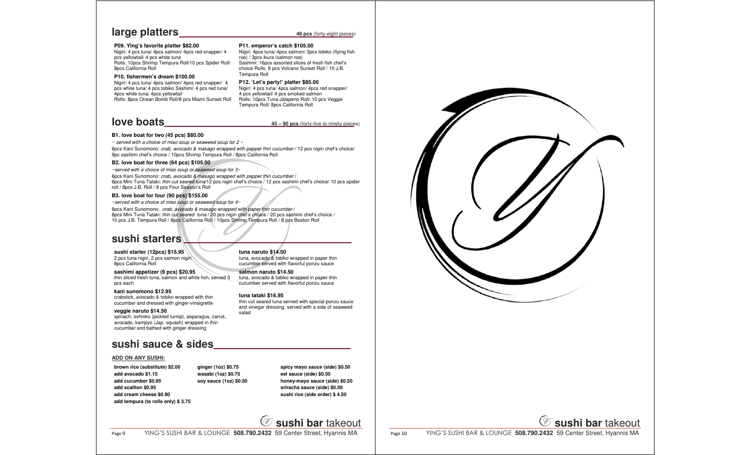## large platters

**48 pcs** (forty-eight pieces)

**P09. Ying's favorite platter $82.00**
Nigiri: 4 pcs tuna/ 4pcs salmon/ 4pcs red snapper/ 4 pcs yellowtail/ 4 pcs white tuna
Rolls: 10pcs Shrimp Tempura Roll/10 pcs Spider Roll/ 8pcs California Roll

**P10. fishermen's dream $100.00**
Nigiri: 4 pcs tuna/ 4pcs salmon/ 4pcs red snapper/ 4 pcs white tuna/ 4 pcs tobiko Sashimi: 4 pcs red tuna/ 4pcs white tuna/ 4pcs yellowtail
Rolls: 8pcs Ocean Bomb Roll/8 pcs Miami Sunset Roll

**P11. emperor's catch $105.00**
Nigiri: 4pcs tuna/ 4pcs salmon/ 3pcs tobiko (flying fish roe) / 3pcs ikura (salmon roe)
Sashimi: 16pcs assorted slices of fresh fish chef's choice Rolls: 8 pcs Volcano Sunset Roll / 10 J.B. Tempura Roll

**P12. 'Let's party!' platter $85.00**
Nigiri: 4 pcs tuna/ 4pcs salmon/ 4pcs red snapper/ 4 pcs yellowtail/ 4 pcs smoked salmon
Rolls: 10pcs Tuna Jalapeno Roll/ 10 pcs Veggie Tempura Roll/ 8pcs California Roll

## love boats

**45 – 90 pcs** (forty-five to ninety pieces)

**B1. love boat for two (45 pcs) $80.00**
*~ served with a choice of miso soup or seaweed soup for 2 ~*
6pcs Kani Sunomono: *crab, avocado & masago wrapped with papper thin cucumber* / 12 pcs nigiri chef's choice/ 9pc sashimi chef's choice / 10pcs Shrimp Tempura Roll / 8pcs California Roll

**B2. love boat for three (64 pcs) $105.00**
*~served with a choice of miso soup or seaweed soup for 3~*
6pcs Kani Sunomono: *crab, avocado & masago wrapped with papper thin cucumber* /
6pcs Mini Tuna Tataki: *thin cut seared tuna*/12 pcs nigiri chef's choice / 12 pcs sashimi chef's choice/ 10 pcs spider roll / 8pcs J.B. Roll / 8 pcs Four Season's Roll

**B3. love boat for four (90 pcs) $155.00**
*~served with a choice of miso soup or seaweed soup for 4~*
6pcs Kani Sunomono: *crab, avocado & masago wrapped with paper thin cucumber* /
8pcs Mini Tuna Tataki: *thin cut seared tuna* / 20 pcs nigiri chef's choice / 20 pcs sashimi chef's choice /
10 pcs J.B. Tempura Roll / 8pcs California Roll / 10pcs Shrimp Tempura Roll / 8 pcs Boston Roll

## sushi starters

**sushi starter (12pcs) $15.95**
2 pcs tuna nigiri, 2 pcs salmon nigiri
8pcs California Roll

**sashimi appetizer (9 pcs) $20.95**
thin sliced fresh tuna, salmon and white fish, served 3 pcs each

**kani sunomono $12.95**
crabstick, avocado & tobiko wrapped with thin cucumber and dressed with ginger-vinaigrette

**veggie naruto $14.50**
spinach, oshinko (pickled turnip), asparagus, carrot, avocado, kampyo (Jap. squash) wrapped in thin cucumber and bathed with ginger dressing

**tuna naruto $14.50**
tuna, avocado & tobiko wrapped in paper thin cucumber served with flavorful ponzu sauce

**salmon naruto $14.50**
tuna, avocado & tobiko wrapped in paper thin cucumber served with flavorful ponzu sauce

**tuna tataki $16.95**
thin cut seared tuna served with special ponzu sauce and vinegar dressing, served with a side of seaweed salad

## sushi sauce & sides

**ADD ON ANY SUSHI:**

**brown rice (substitute) $2.00**
**add avocado $1.15**
**add cucumber $0.95**
**add scallion $0.95**
**add cream cheese $0.90**
**add tempura (to rolls only) $ 3.75**

**ginger (1oz) $0.75**
**wasabi (1oz) $0.75**
**soy sauce (1oz) $0.50**

**spicy mayo sauce (side) $0.50**
**eel sauce (side) $0.50**
**honey-mayo sauce (side) $0.50**
**sriracha sauce (side) $0.50**
**sushi rice (side order) $ 4.50**